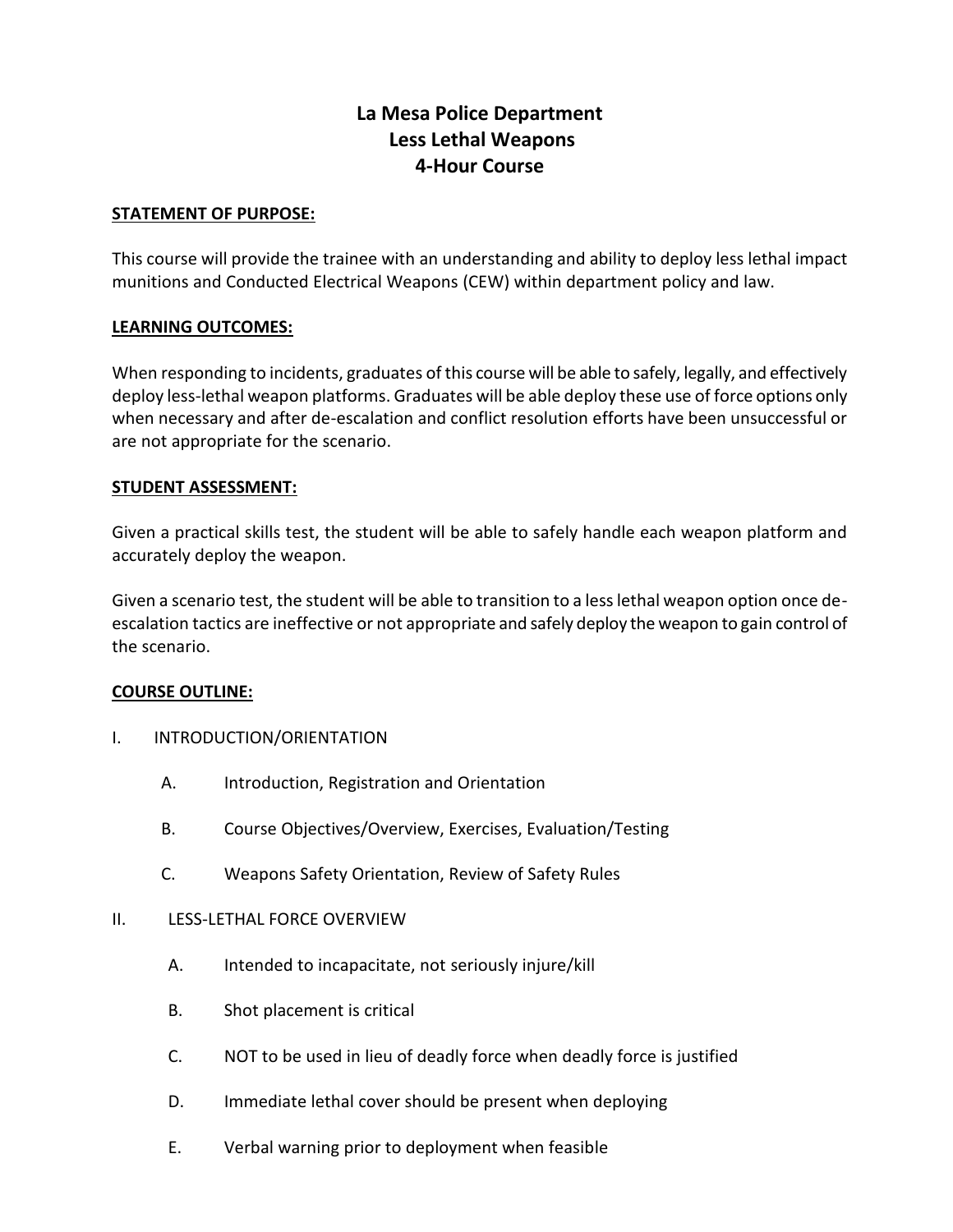# La Mesa Police Department
# Less Lethal Weapons
# 4-Hour Course

**STATEMENT OF PURPOSE:**

This course will provide the trainee with an understanding and ability to deploy less lethal impact munitions and Conducted Electrical Weapons (CEW) within department policy and law.

**LEARNING OUTCOMES:**

When responding to incidents, graduates of this course will be able to safely, legally, and effectively deploy less-lethal weapon platforms. Graduates will be able deploy these use of force options only when necessary and after de-escalation and conflict resolution efforts have been unsuccessful or are not appropriate for the scenario.

**STUDENT ASSESSMENT:**

Given a practical skills test, the student will be able to safely handle each weapon platform and accurately deploy the weapon.

Given a scenario test, the student will be able to transition to a less lethal weapon option once de-escalation tactics are ineffective or not appropriate and safely deploy the weapon to gain control of the scenario.

**COURSE OUTLINE:**

I. INTRODUCTION/ORIENTATION

- A. Introduction, Registration and Orientation
- B. Course Objectives/Overview, Exercises, Evaluation/Testing
- C. Weapons Safety Orientation, Review of Safety Rules

II. LESS-LETHAL FORCE OVERVIEW

- A. Intended to incapacitate, not seriously injure/kill
- B. Shot placement is critical
- C. NOT to be used in lieu of deadly force when deadly force is justified
- D. Immediate lethal cover should be present when deploying
- E. Verbal warning prior to deployment when feasible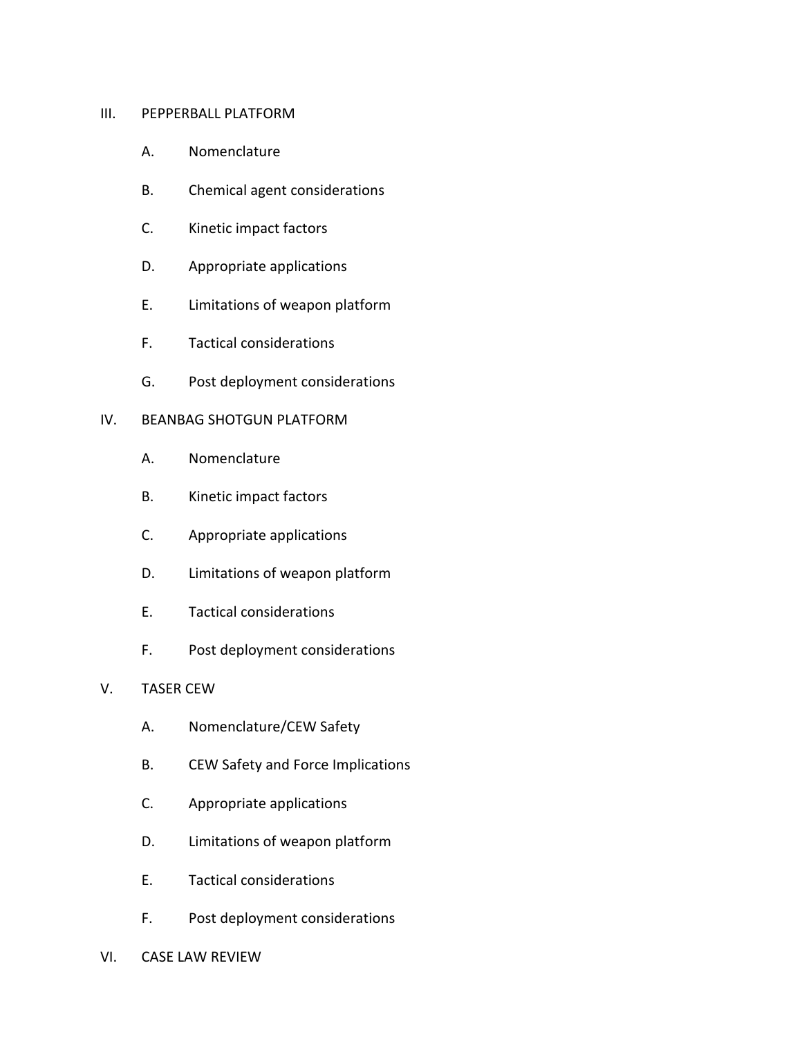III. PEPPERBALL PLATFORM

   A. Nomenclature

   B. Chemical agent considerations

   C. Kinetic impact factors

   D. Appropriate applications

   E. Limitations of weapon platform

   F. Tactical considerations

   G. Post deployment considerations

IV. BEANBAG SHOTGUN PLATFORM

   A. Nomenclature

   B. Kinetic impact factors

   C. Appropriate applications

   D. Limitations of weapon platform

   E. Tactical considerations

   F. Post deployment considerations

V. TASER CEW

   A. Nomenclature/CEW Safety

   B. CEW Safety and Force Implications

   C. Appropriate applications

   D. Limitations of weapon platform

   E. Tactical considerations

   F. Post deployment considerations

VI. CASE LAW REVIEW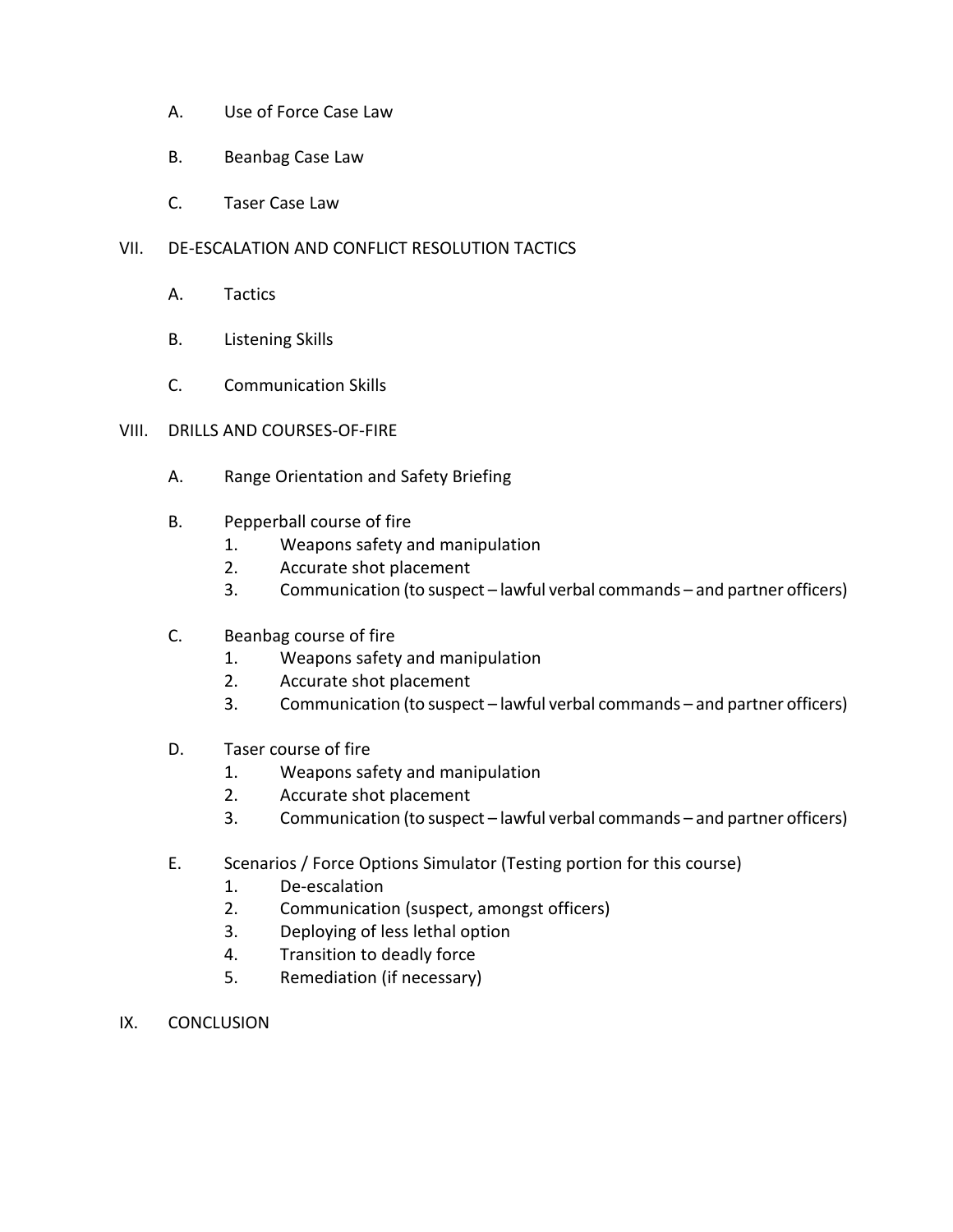A. Use of Force Case Law

B. Beanbag Case Law

C. Taser Case Law

VII. DE-ESCALATION AND CONFLICT RESOLUTION TACTICS

A. Tactics

B. Listening Skills

C. Communication Skills

VIII. DRILLS AND COURSES-OF-FIRE

A. Range Orientation and Safety Briefing

B. Pepperball course of fire
1. Weapons safety and manipulation
2. Accurate shot placement
3. Communication (to suspect – lawful verbal commands – and partner officers)

C. Beanbag course of fire
1. Weapons safety and manipulation
2. Accurate shot placement
3. Communication (to suspect – lawful verbal commands – and partner officers)

D. Taser course of fire
1. Weapons safety and manipulation
2. Accurate shot placement
3. Communication (to suspect – lawful verbal commands – and partner officers)

E. Scenarios / Force Options Simulator (Testing portion for this course)
1. De-escalation
2. Communication (suspect, amongst officers)
3. Deploying of less lethal option
4. Transition to deadly force
5. Remediation (if necessary)

IX. CONCLUSION